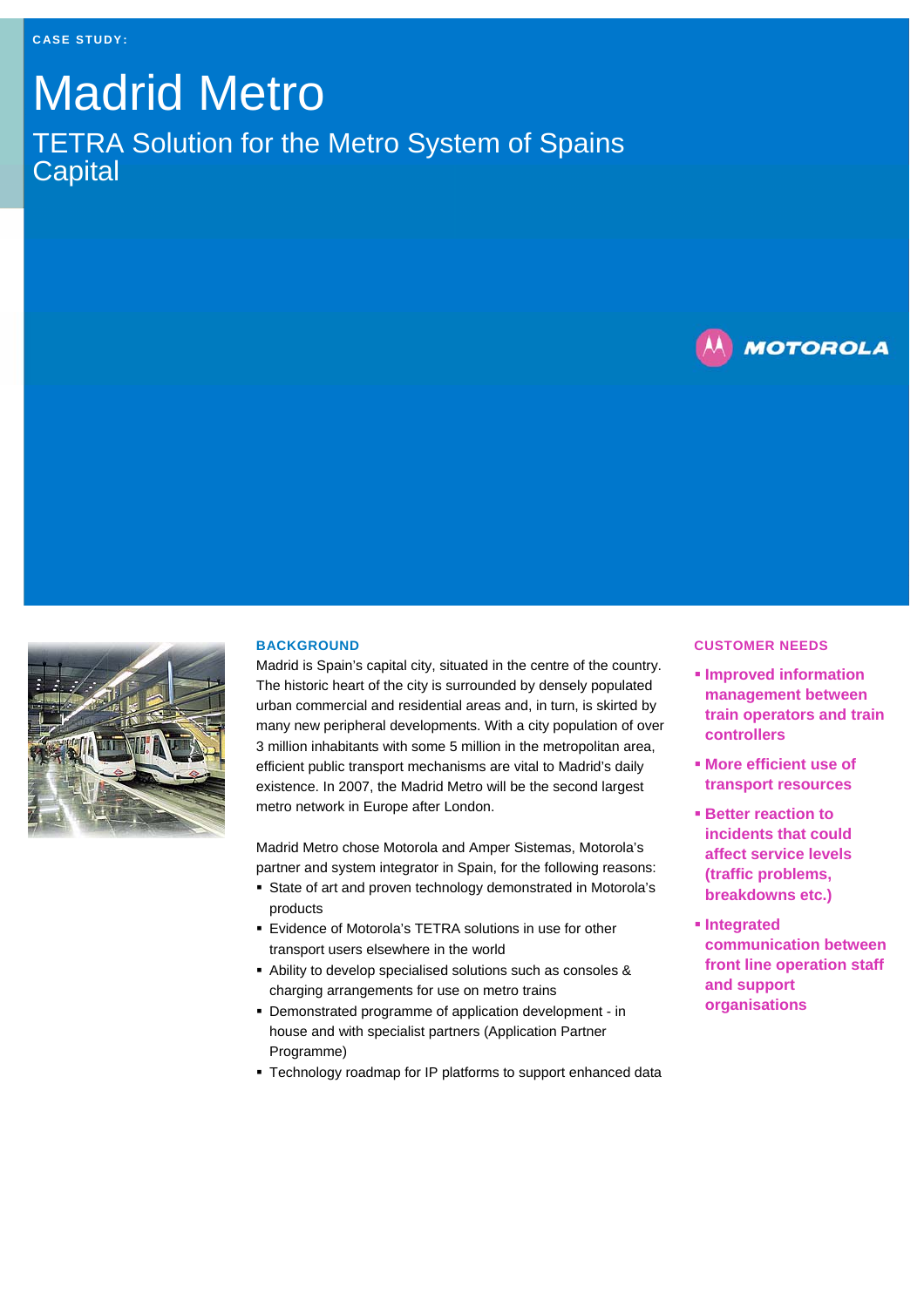CASE STUDY:

# Madrid Metro

## TETRA Solution for the Metro System of Spains Capital

MOTOROLA

### BACKGROUND

Madrid is Spain's capital city, situated in the centre of the country. The historic heart of the city is surrounded by densely populated urban commercial and residential areas and, in turn, is skirted by many new peripheral developments. With a city population of over 3 million inhabitants with some 5 million in the metropolitan area, efficient public transport mechanisms are vital to Madrid's daily existence. In 2007, the Madrid Metro will be the second largest metro network in Europe after London.

Madrid Metro chose Motorola and Amper Sistemas, Motorola's partner and system integrator in Spain, for the following reasons:

- State of art and proven technology demonstrated in Motorola's products
- Evidence of Motorola's TETRA solutions in use for other transport users elsewhere in the world
- Ability to develop specialised solutions such as consoles & charging arrangements for use on metro trains
- Demonstrated programme of application development - in house and with specialist partners (Application Partner Programme)
- Technology roadmap for IP platforms to support enhanced data

### CUSTOMER NEEDS

- **Improved information management between train operators and train controllers**
- **More efficient use of transport resources**
- **Better reaction to incidents that could affect service levels (traffic problems, breakdowns etc.)**
- **Integrated communication between front line operation staff and support organisations**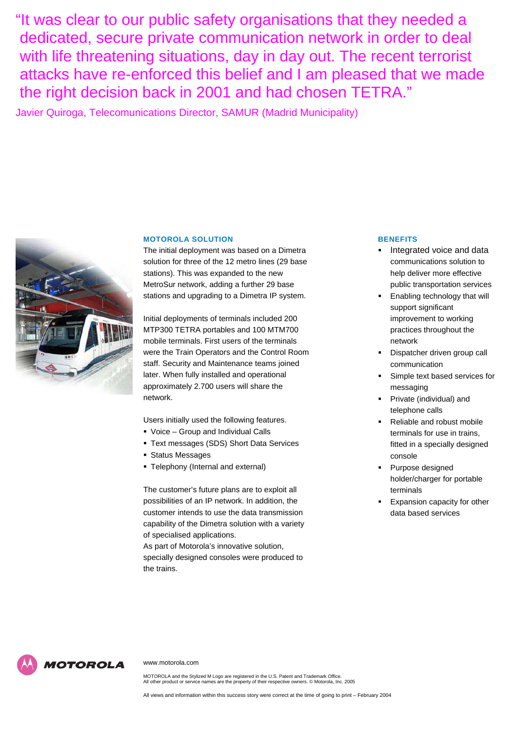"It was clear to our public safety organisations that they needed a dedicated, secure private communication network in order to deal with life threatening situations, day in day out. The recent terrorist attacks have re-enforced this belief and I am pleased that we made the right decision back in 2001 and had chosen TETRA."

Javier Quiroga, Telecomunications Director, SAMUR (Madrid Municipality)

## MOTOROLA SOLUTION

The initial deployment was based on a Dimetra solution for three of the 12 metro lines (29 base stations). This was expanded to the new MetroSur network, adding a further 29 base stations and upgrading to a Dimetra IP system.

Initial deployments of terminals included 200 MTP300 TETRA portables and 100 MTM700 mobile terminals. First users of the terminals were the Train Operators and the Control Room staff. Security and Maintenance teams joined later. When fully installed and operational approximately 2.700 users will share the network.

Users initially used the following features.

- Voice – Group and Individual Calls
- Text messages (SDS) Short Data Services
- Status Messages
- Telephony (Internal and external)

The customer's future plans are to exploit all possibilities of an IP network. In addition, the customer intends to use the data transmission capability of the Dimetra solution with a variety of specialised applications.
As part of Motorola's innovative solution, specially designed consoles were produced to the trains.

## BENEFITS

- Integrated voice and data communications solution to help deliver more effective public transportation services
- Enabling technology that will support significant improvement to working practices throughout the network
- Dispatcher driven group call communication
- Simple text based services for messaging
- Private (individual) and telephone calls
- Reliable and robust mobile terminals for use in trains, fitted in a specially designed console
- Purpose designed holder/charger for portable terminals
- Expansion capacity for other data based services

MOTOROLA

www.motorola.com

MOTOROLA and the Stylized M Logo are registered in the U.S. Patent and Trademark Office.
All other product or service names are the property of their respective owners. © Motorola, Inc. 2005

All views and information within this success story were correct at the time of going to print – February 2004